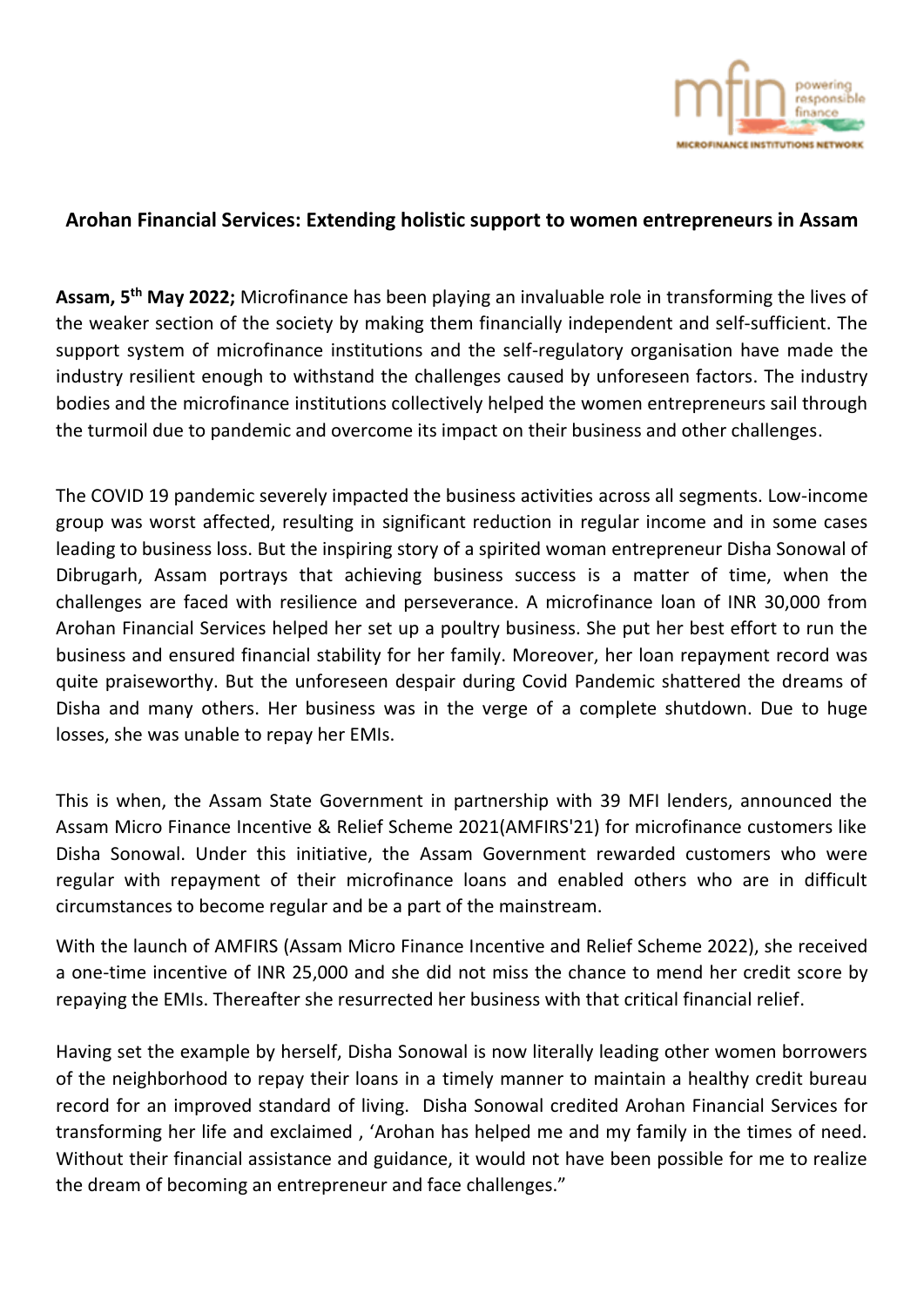## Arohan Financial Services: Extending holistic support to women entrepreneurs in Assam

**Assam, 5th May 2022;** Microfinance has been playing an invaluable role in transforming the lives of the weaker section of the society by making them financially independent and self-sufficient. The support system of microfinance institutions and the self-regulatory organisation have made the industry resilient enough to withstand the challenges caused by unforeseen factors. The industry bodies and the microfinance institutions collectively helped the women entrepreneurs sail through the turmoil due to pandemic and overcome its impact on their business and other challenges.

The COVID 19 pandemic severely impacted the business activities across all segments. Low-income group was worst affected, resulting in significant reduction in regular income and in some cases leading to business loss. But the inspiring story of a spirited woman entrepreneur Disha Sonowal of Dibrugarh, Assam portrays that achieving business success is a matter of time, when the challenges are faced with resilience and perseverance. A microfinance loan of INR 30,000 from Arohan Financial Services helped her set up a poultry business. She put her best effort to run the business and ensured financial stability for her family. Moreover, her loan repayment record was quite praiseworthy. But the unforeseen despair during Covid Pandemic shattered the dreams of Disha and many others. Her business was in the verge of a complete shutdown. Due to huge losses, she was unable to repay her EMIs.

This is when, the Assam State Government in partnership with 39 MFI lenders, announced the Assam Micro Finance Incentive & Relief Scheme 2021(AMFIRS'21) for microfinance customers like Disha Sonowal. Under this initiative, the Assam Government rewarded customers who were regular with repayment of their microfinance loans and enabled others who are in difficult circumstances to become regular and be a part of the mainstream.

With the launch of AMFIRS (Assam Micro Finance Incentive and Relief Scheme 2022), she received a one-time incentive of INR 25,000 and she did not miss the chance to mend her credit score by repaying the EMIs. Thereafter she resurrected her business with that critical financial relief.

Having set the example by herself, Disha Sonowal is now literally leading other women borrowers of the neighborhood to repay their loans in a timely manner to maintain a healthy credit bureau record for an improved standard of living. Disha Sonowal credited Arohan Financial Services for transforming her life and exclaimed , 'Arohan has helped me and my family in the times of need. Without their financial assistance and guidance, it would not have been possible for me to realize the dream of becoming an entrepreneur and face challenges."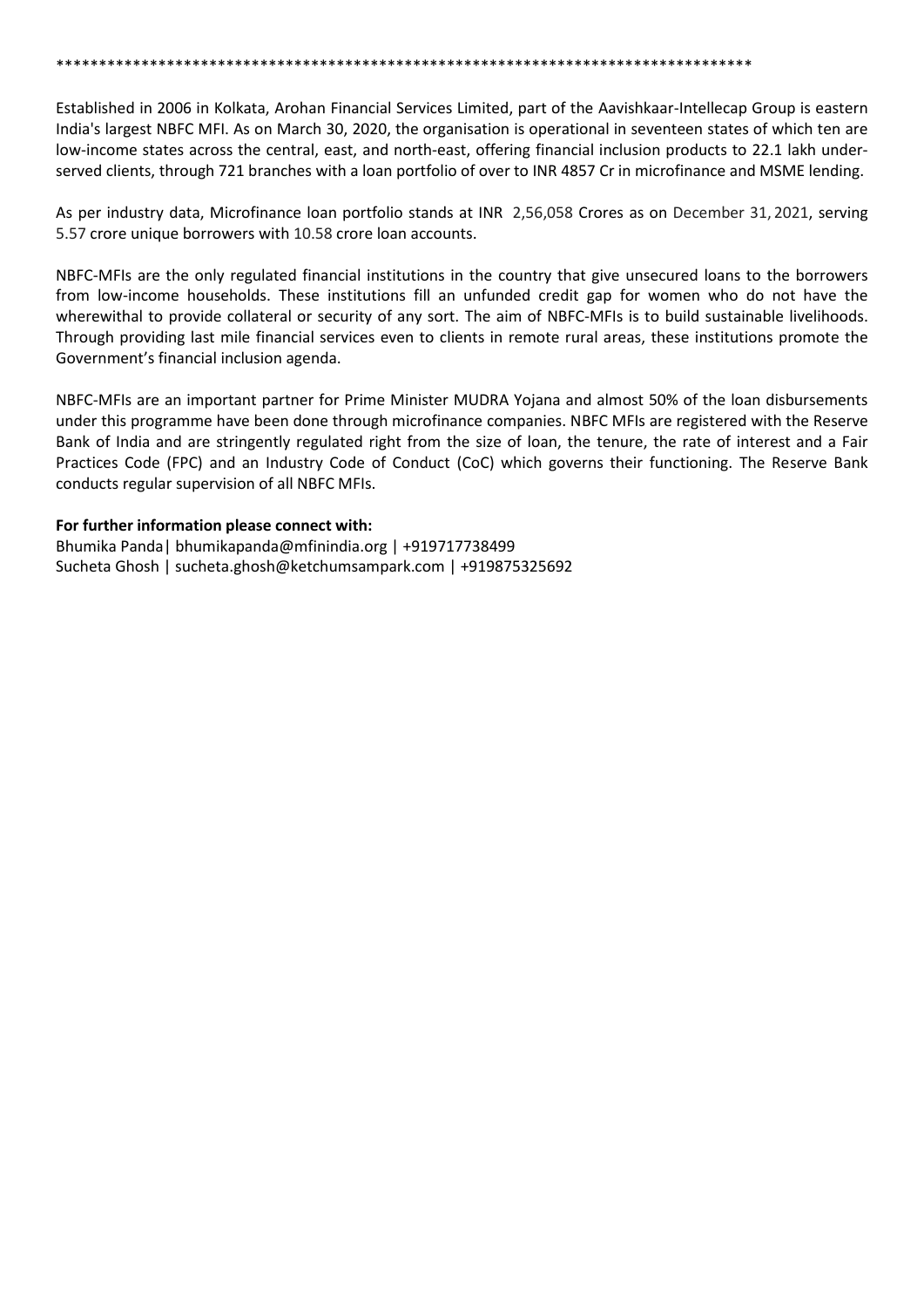\*\*\*\*\*\*\*\*\*\*\*\*\*\*\*\*\*\*\*\*\*\*\*\*\*\*\*\*\*\*\*\*\*\*\*\*\*\*\*\*\*\*\*\*\*\*\*\*\*\*\*\*\*\*\*\*\*\*\*\*\*\*\*\*\*\*\*\*\*\*\*\*\*\*\*\*\*\*\*\*\*\*\*\*

Established in 2006 in Kolkata, Arohan Financial Services Limited, part of the Aavishkaar-Intellecap Group is eastern India's largest NBFC MFI. As on March 30, 2020, the organisation is operational in seventeen states of which ten are low-income states across the central, east, and north-east, offering financial inclusion products to 22.1 lakh under-served clients, through 721 branches with a loan portfolio of over to INR 4857 Cr in microfinance and MSME lending.

As per industry data, Microfinance loan portfolio stands at INR 2,56,058 Crores as on December 31, 2021, serving 5.57 crore unique borrowers with 10.58 crore loan accounts.

NBFC-MFIs are the only regulated financial institutions in the country that give unsecured loans to the borrowers from low-income households. These institutions fill an unfunded credit gap for women who do not have the wherewithal to provide collateral or security of any sort. The aim of NBFC-MFIs is to build sustainable livelihoods. Through providing last mile financial services even to clients in remote rural areas, these institutions promote the Government's financial inclusion agenda.

NBFC-MFIs are an important partner for Prime Minister MUDRA Yojana and almost 50% of the loan disbursements under this programme have been done through microfinance companies. NBFC MFIs are registered with the Reserve Bank of India and are stringently regulated right from the size of loan, the tenure, the rate of interest and a Fair Practices Code (FPC) and an Industry Code of Conduct (CoC) which governs their functioning. The Reserve Bank conducts regular supervision of all NBFC MFIs.

**For further information please connect with:**
Bhumika Panda| bhumikapanda@mfinindia.org | +919717738499
Sucheta Ghosh | sucheta.ghosh@ketchumsampark.com | +919875325692